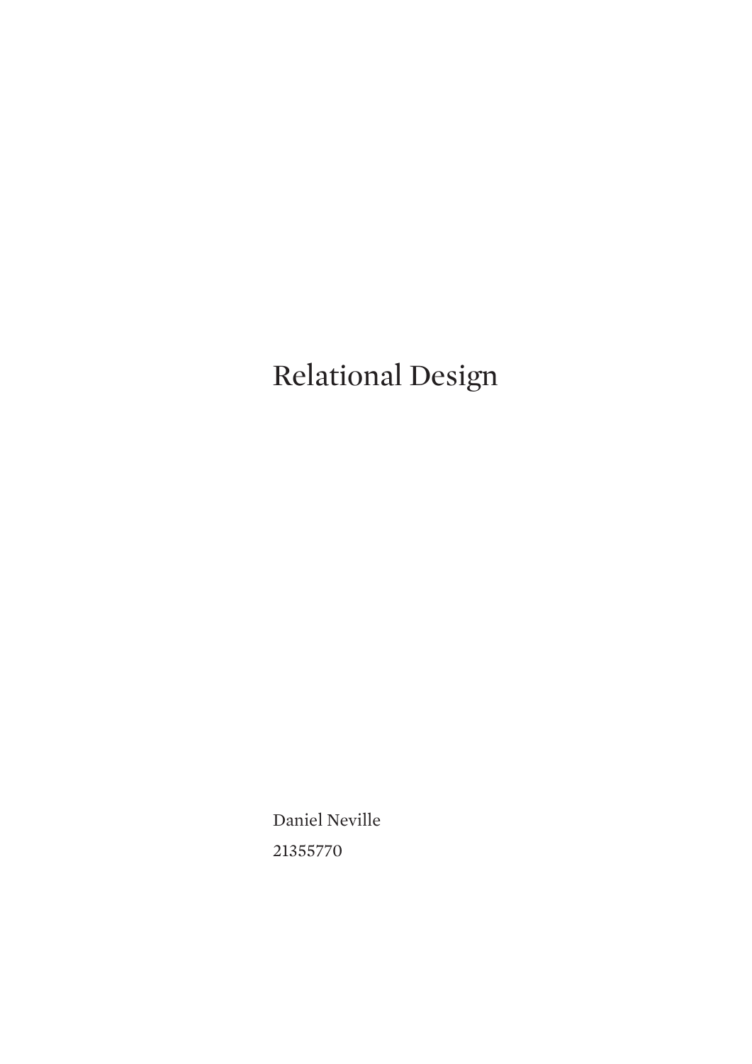# Relational Design

Daniel Neville

21355770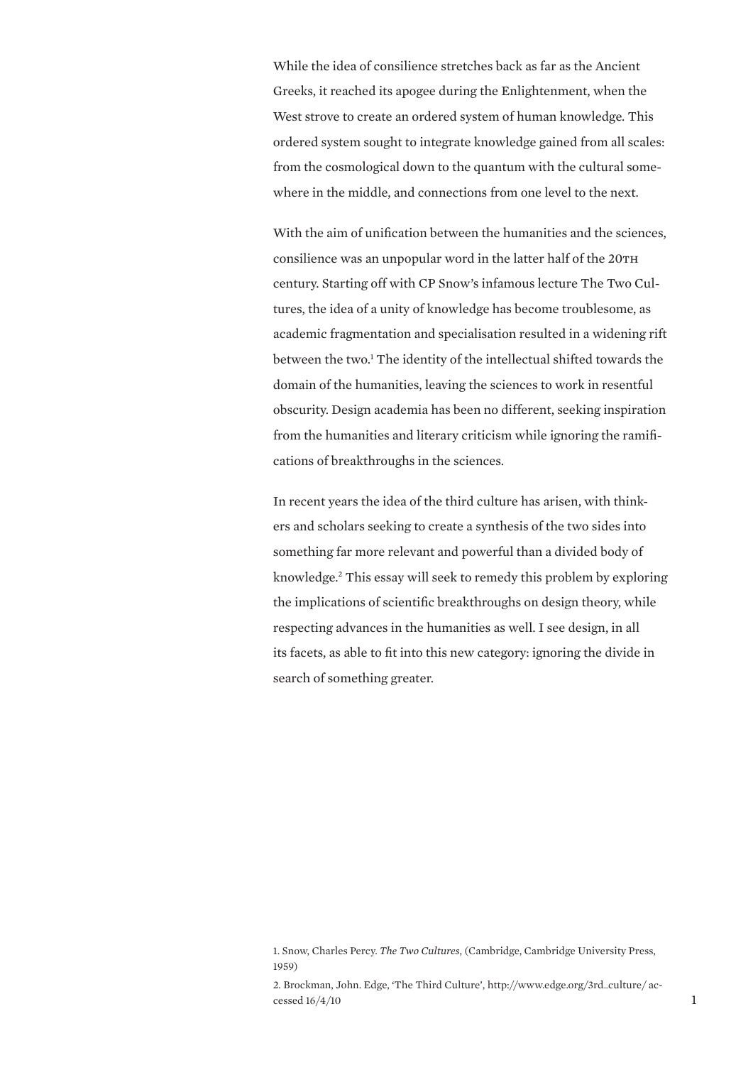While the idea of consilience stretches back as far as the Ancient Greeks, it reached its apogee during the Enlightenment, when the West strove to create an ordered system of human knowledge. This ordered system sought to integrate knowledge gained from all scales: from the cosmological down to the quantum with the cultural somewhere in the middle, and connections from one level to the next.

With the aim of unification between the humanities and the sciences, consilience was an unpopular word in the latter half of the 20th century. Starting off with CP Snow's infamous lecture The Two Cultures, the idea of a unity of knowledge has become troublesome, as academic fragmentation and specialisation resulted in a widening rift between the two.[1] The identity of the intellectual shifted towards the domain of the humanities, leaving the sciences to work in resentful obscurity. Design academia has been no different, seeking inspiration from the humanities and literary criticism while ignoring the ramifications of breakthroughs in the sciences.

In recent years the idea of the third culture has arisen, with thinkers and scholars seeking to create a synthesis of the two sides into something far more relevant and powerful than a divided body of knowledge.[2] This essay will seek to remedy this problem by exploring the implications of scientific breakthroughs on design theory, while respecting advances in the humanities as well. I see design, in all its facets, as able to fit into this new category: ignoring the divide in search of something greater.

1. Snow, Charles Percy. *The Two Cultures*, (Cambridge, Cambridge University Press, 1959)

2. Brockman, John. Edge, 'The Third Culture', http://www.edge.org/3rd_culture/ accessed 16/4/10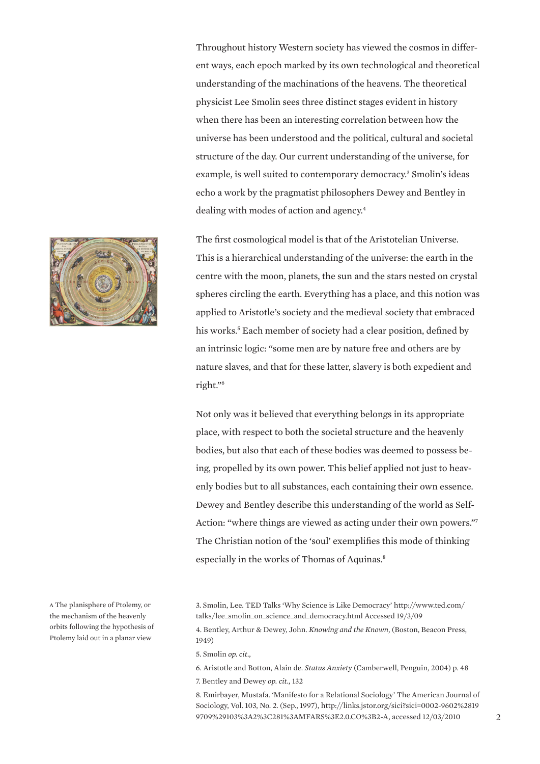Throughout history Western society has viewed the cosmos in different ways, each epoch marked by its own technological and theoretical understanding of the machinations of the heavens. The theoretical physicist Lee Smolin sees three distinct stages evident in history when there has been an interesting correlation between how the universe has been understood and the political, cultural and societal structure of the day. Our current understanding of the universe, for example, is well suited to contemporary democracy.[3] Smolin's ideas echo a work by the pragmatist philosophers Dewey and Bentley in dealing with modes of action and agency.[4]

The first cosmological model is that of the Aristotelian Universe. This is a hierarchical understanding of the universe: the earth in the centre with the moon, planets, the sun and the stars nested on crystal spheres circling the earth. Everything has a place, and this notion was applied to Aristotle's society and the medieval society that embraced his works.[5] Each member of society had a clear position, defined by an intrinsic logic: "some men are by nature free and others are by nature slaves, and that for these latter, slavery is both expedient and right."[6]

Not only was it believed that everything belongs in its appropriate place, with respect to both the societal structure and the heavenly bodies, but also that each of these bodies was deemed to possess being, propelled by its own power. This belief applied not just to heavenly bodies but to all substances, each containing their own essence. Dewey and Bentley describe this understanding of the world as Self-Action: "where things are viewed as acting under their own powers."[7] The Christian notion of the 'soul' exemplifies this mode of thinking especially in the works of Thomas of Aquinas.[8]

A The planisphere of Ptolemy, or the mechanism of the heavenly orbits following the hypothesis of Ptolemy laid out in a planar view

3. Smolin, Lee. TED Talks 'Why Science is Like Democracy' http://www.ted.com/talks/lee_smolin_on_science_and_democracy.html Accessed 19/3/09

4. Bentley, Arthur & Dewey, John. *Knowing and the Known*, (Boston, Beacon Press, 1949)

5. Smolin *op. cit.,*

6. Aristotle and Botton, Alain de. *Status Anxiety* (Camberwell, Penguin, 2004) p. 48

7. Bentley and Dewey *op. cit.,* 132

8. Emirbayer, Mustafa. 'Manifesto for a Relational Sociology' The American Journal of Sociology, Vol. 103, No. 2. (Sep., 1997), http://links.jstor.org/sici?sici=0002-9602%28199709%29103%3A2%3C281%3AMFARS%3E2.0.CO%3B2-A, accessed 12/03/2010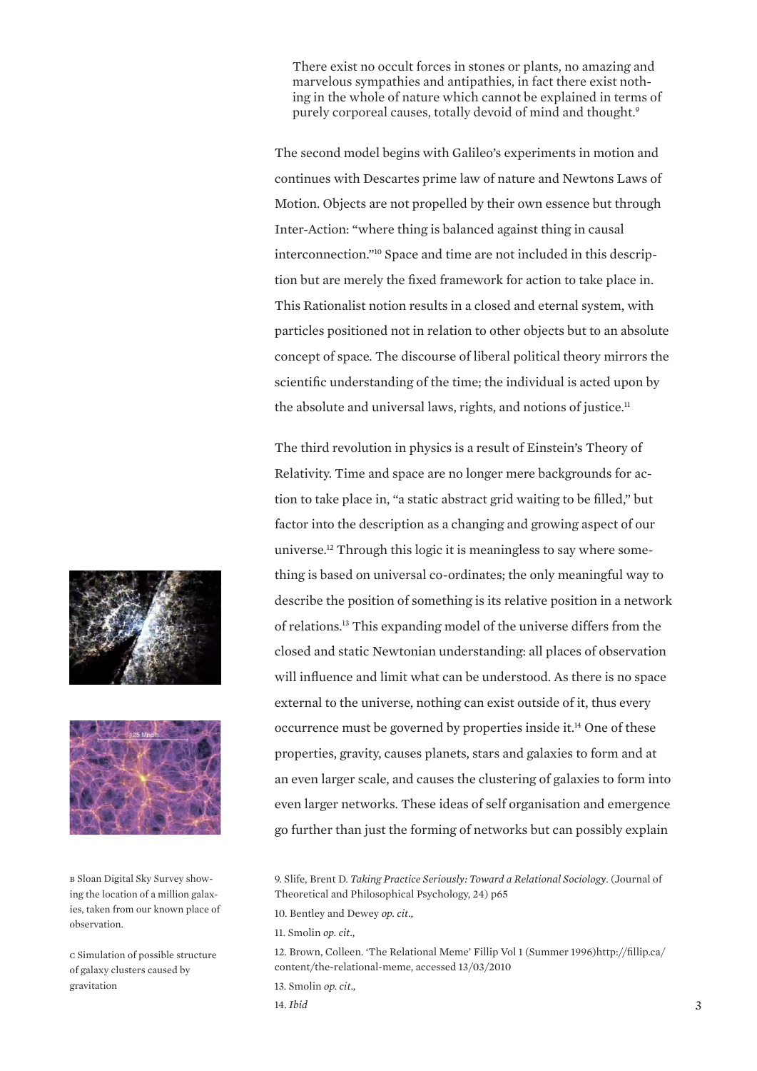> There exist no occult forces in stones or plants, no amazing and marvelous sympathies and antipathies, in fact there exist nothing in the whole of nature which cannot be explained in terms of purely corporeal causes, totally devoid of mind and thought.[9]

The second model begins with Galileo's experiments in motion and continues with Descartes prime law of nature and Newtons Laws of Motion. Objects are not propelled by their own essence but through Inter-Action: "where thing is balanced against thing in causal interconnection."[10] Space and time are not included in this description but are merely the fixed framework for action to take place in. This Rationalist notion results in a closed and eternal system, with particles positioned not in relation to other objects but to an absolute concept of space. The discourse of liberal political theory mirrors the scientific understanding of the time; the individual is acted upon by the absolute and universal laws, rights, and notions of justice.[11]

The third revolution in physics is a result of Einstein's Theory of Relativity. Time and space are no longer mere backgrounds for action to take place in, "a static abstract grid waiting to be filled," but factor into the description as a changing and growing aspect of our universe.[12] Through this logic it is meaningless to say where something is based on universal co-ordinates; the only meaningful way to describe the position of something is its relative position in a network of relations.[13] This expanding model of the universe differs from the closed and static Newtonian understanding: all places of observation will influence and limit what can be understood. As there is no space external to the universe, nothing can exist outside of it, thus every occurrence must be governed by properties inside it.[14] One of these properties, gravity, causes planets, stars and galaxies to form and at an even larger scale, and causes the clustering of galaxies to form into even larger networks. These ideas of self organisation and emergence go further than just the forming of networks but can possibly explain

B Sloan Digital Sky Survey showing the location of a million galaxies, taken from our known place of observation.

C Simulation of possible structure of galaxy clusters caused by gravitation

9. Slife, Brent D. *Taking Practice Seriously: Toward a Relational Sociology*. (Journal of Theoretical and Philosophical Psychology, 24) p65

10. Bentley and Dewey *op. cit.,*

11. Smolin *op. cit.,*

12. Brown, Colleen. 'The Relational Meme' Fillip Vol 1 (Summer 1996)http://fillip.ca/content/the-relational-meme, accessed 13/03/2010

13. Smolin *op. cit.,*

14. *Ibid*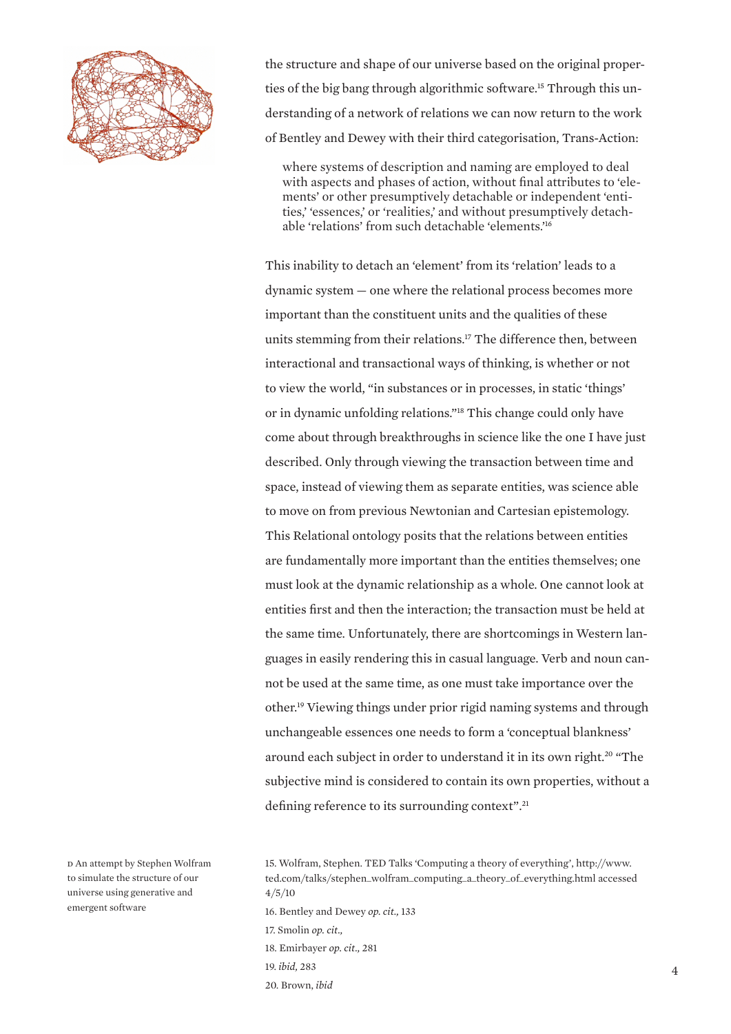the structure and shape of our universe based on the original properties of the big bang through algorithmic software.[15] Through this understanding of a network of relations we can now return to the work of Bentley and Dewey with their third categorisation, Trans-Action:

> where systems of description and naming are employed to deal with aspects and phases of action, without final attributes to 'elements' or other presumptively detachable or independent 'entities,' 'essences,' or 'realities,' and without presumptively detachable 'relations' from such detachable 'elements.'[16]

This inability to detach an 'element' from its 'relation' leads to a dynamic system — one where the relational process becomes more important than the constituent units and the qualities of these units stemming from their relations.[17] The difference then, between interactional and transactional ways of thinking, is whether or not to view the world, "in substances or in processes, in static 'things' or in dynamic unfolding relations."[18] This change could only have come about through breakthroughs in science like the one I have just described. Only through viewing the transaction between time and space, instead of viewing them as separate entities, was science able to move on from previous Newtonian and Cartesian epistemology. This Relational ontology posits that the relations between entities are fundamentally more important than the entities themselves; one must look at the dynamic relationship as a whole. One cannot look at entities first and then the interaction; the transaction must be held at the same time. Unfortunately, there are shortcomings in Western languages in easily rendering this in casual language. Verb and noun cannot be used at the same time, as one must take importance over the other.[19] Viewing things under prior rigid naming systems and through unchangeable essences one needs to form a 'conceptual blankness' around each subject in order to understand it in its own right.[20] "The subjective mind is considered to contain its own properties, without a defining reference to its surrounding context".[21]

D An attempt by Stephen Wolfram to simulate the structure of our universe using generative and emergent software

15. Wolfram, Stephen. TED Talks 'Computing a theory of everything', http://www.ted.com/talks/stephen_wolfram_computing_a_theory_of_everything.html accessed 4/5/10

16. Bentley and Dewey *op. cit.,* 133

17. Smolin *op. cit.,*

18. Emirbayer *op. cit.,* 281

19. *ibid,* 283

20. Brown, *ibid*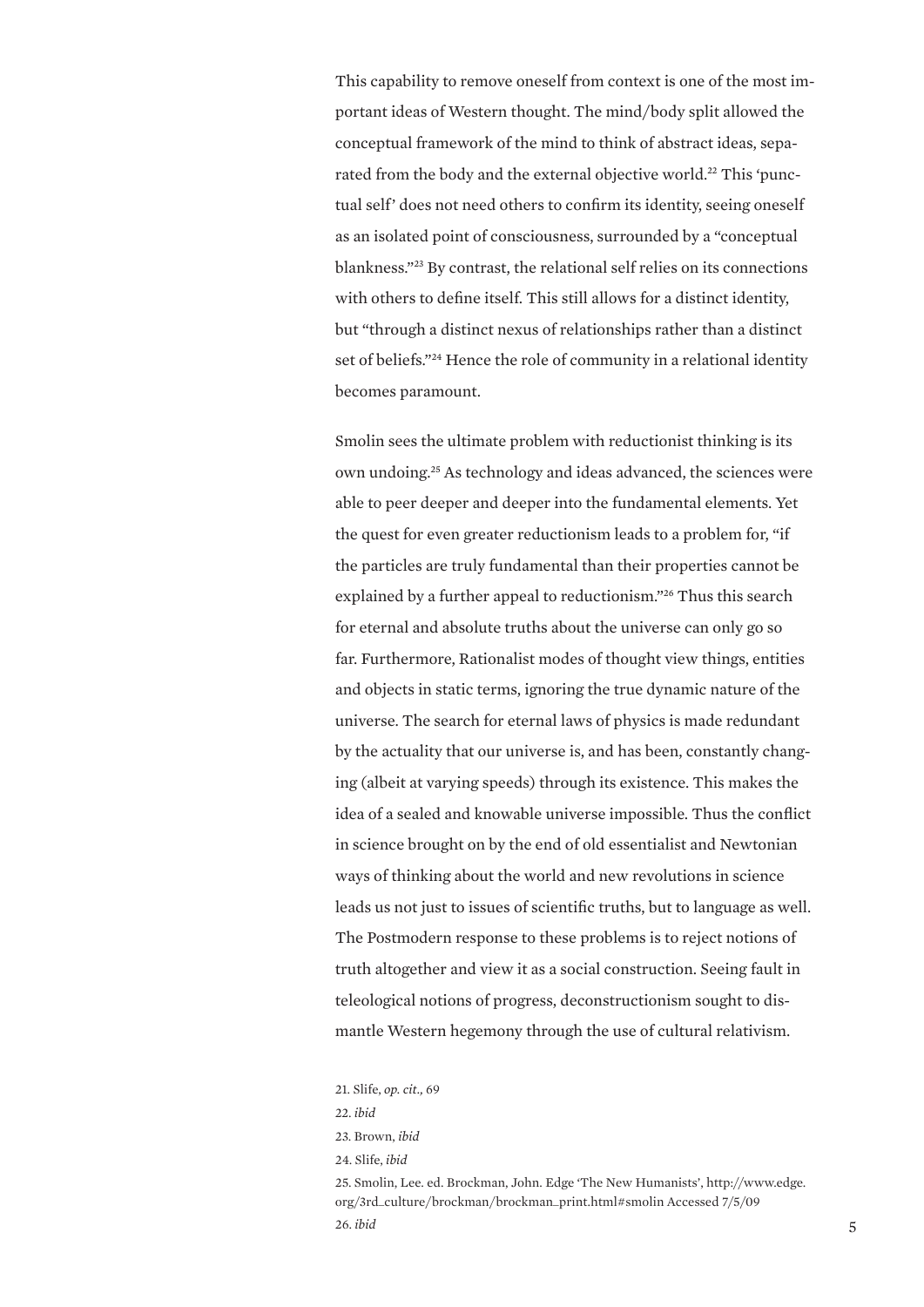This capability to remove oneself from context is one of the most important ideas of Western thought. The mind/body split allowed the conceptual framework of the mind to think of abstract ideas, separated from the body and the external objective world.[22] This 'punctual self' does not need others to confirm its identity, seeing oneself as an isolated point of consciousness, surrounded by a "conceptual blankness."[23] By contrast, the relational self relies on its connections with others to define itself. This still allows for a distinct identity, but "through a distinct nexus of relationships rather than a distinct set of beliefs."[24] Hence the role of community in a relational identity becomes paramount.

Smolin sees the ultimate problem with reductionist thinking is its own undoing.[25] As technology and ideas advanced, the sciences were able to peer deeper and deeper into the fundamental elements. Yet the quest for even greater reductionism leads to a problem for, "if the particles are truly fundamental than their properties cannot be explained by a further appeal to reductionism."[26] Thus this search for eternal and absolute truths about the universe can only go so far. Furthermore, Rationalist modes of thought view things, entities and objects in static terms, ignoring the true dynamic nature of the universe. The search for eternal laws of physics is made redundant by the actuality that our universe is, and has been, constantly changing (albeit at varying speeds) through its existence. This makes the idea of a sealed and knowable universe impossible. Thus the conflict in science brought on by the end of old essentialist and Newtonian ways of thinking about the world and new revolutions in science leads us not just to issues of scientific truths, but to language as well. The Postmodern response to these problems is to reject notions of truth altogether and view it as a social construction. Seeing fault in teleological notions of progress, deconstructionism sought to dismantle Western hegemony through the use of cultural relativism.

21. Slife, *op. cit.*, 69

22. *ibid*

23. Brown, *ibid*

24. Slife, *ibid*

25. Smolin, Lee. ed. Brockman, John. Edge 'The New Humanists', http://www.edge.org/3rd_culture/brockman/brockman_print.html#smolin Accessed 7/5/09

26. *ibid*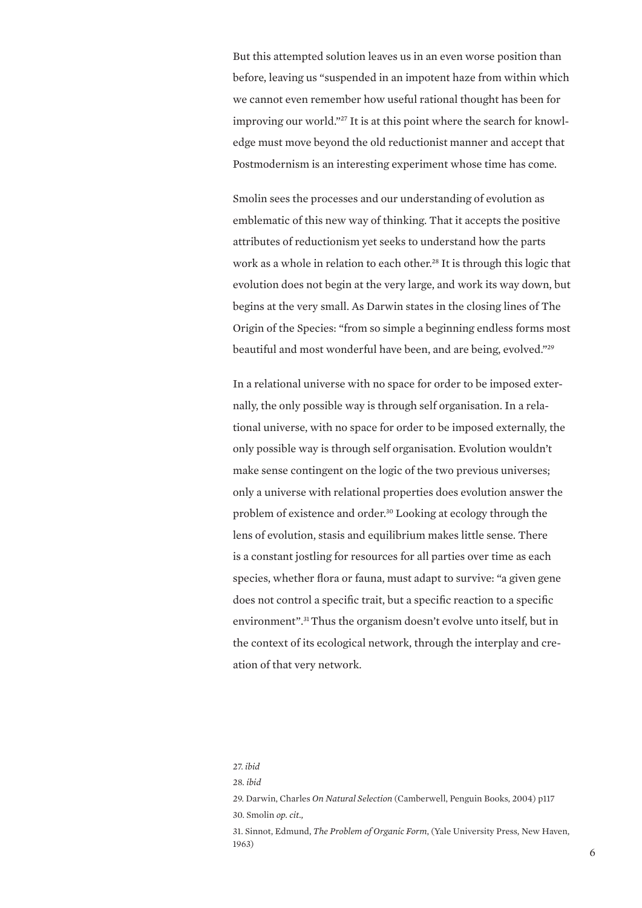But this attempted solution leaves us in an even worse position than before, leaving us "suspended in an impotent haze from within which we cannot even remember how useful rational thought has been for improving our world."[27] It is at this point where the search for knowledge must move beyond the old reductionist manner and accept that Postmodernism is an interesting experiment whose time has come.

Smolin sees the processes and our understanding of evolution as emblematic of this new way of thinking. That it accepts the positive attributes of reductionism yet seeks to understand how the parts work as a whole in relation to each other.[28] It is through this logic that evolution does not begin at the very large, and work its way down, but begins at the very small. As Darwin states in the closing lines of The Origin of the Species: "from so simple a beginning endless forms most beautiful and most wonderful have been, and are being, evolved."[29]

In a relational universe with no space for order to be imposed externally, the only possible way is through self organisation. In a relational universe, with no space for order to be imposed externally, the only possible way is through self organisation. Evolution wouldn't make sense contingent on the logic of the two previous universes; only a universe with relational properties does evolution answer the problem of existence and order.[30] Looking at ecology through the lens of evolution, stasis and equilibrium makes little sense. There is a constant jostling for resources for all parties over time as each species, whether flora or fauna, must adapt to survive: "a given gene does not control a specific trait, but a specific reaction to a specific environment".[31] Thus the organism doesn't evolve unto itself, but in the context of its ecological network, through the interplay and creation of that very network.

27. *ibid*

28. *ibid*

29. Darwin, Charles *On Natural Selection* (Camberwell, Penguin Books, 2004) p117

30. Smolin *op. cit.*,

31. Sinnot, Edmund, *The Problem of Organic Form*, (Yale University Press, New Haven, 1963)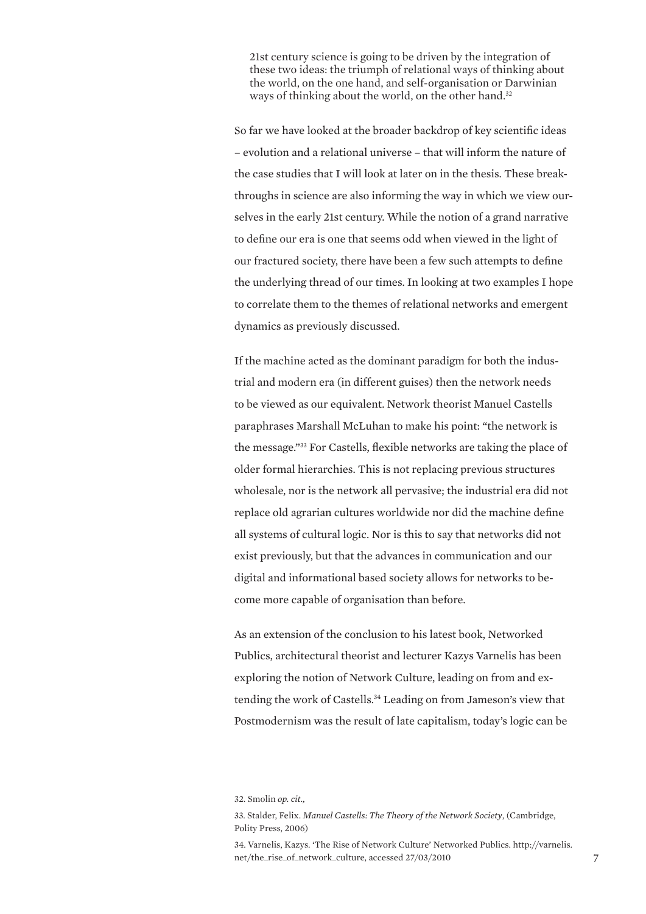> 21st century science is going to be driven by the integration of these two ideas: the triumph of relational ways of thinking about the world, on the one hand, and self-organisation or Darwinian ways of thinking about the world, on the other hand.[32]

So far we have looked at the broader backdrop of key scientific ideas – evolution and a relational universe – that will inform the nature of the case studies that I will look at later on in the thesis. These breakthroughs in science are also informing the way in which we view ourselves in the early 21st century. While the notion of a grand narrative to define our era is one that seems odd when viewed in the light of our fractured society, there have been a few such attempts to define the underlying thread of our times. In looking at two examples I hope to correlate them to the themes of relational networks and emergent dynamics as previously discussed.

If the machine acted as the dominant paradigm for both the industrial and modern era (in different guises) then the network needs to be viewed as our equivalent. Network theorist Manuel Castells paraphrases Marshall McLuhan to make his point: "the network is the message."[33] For Castells, flexible networks are taking the place of older formal hierarchies. This is not replacing previous structures wholesale, nor is the network all pervasive; the industrial era did not replace old agrarian cultures worldwide nor did the machine define all systems of cultural logic. Nor is this to say that networks did not exist previously, but that the advances in communication and our digital and informational based society allows for networks to become more capable of organisation than before.

As an extension of the conclusion to his latest book, Networked Publics, architectural theorist and lecturer Kazys Varnelis has been exploring the notion of Network Culture, leading on from and extending the work of Castells.[34] Leading on from Jameson's view that Postmodernism was the result of late capitalism, today's logic can be

32. Smolin *op. cit.,*

33. Stalder, Felix. *Manuel Castells: The Theory of the Network Society*, (Cambridge, Polity Press, 2006)

34. Varnelis, Kazys. 'The Rise of Network Culture' Networked Publics. http://varnelis.net/the_rise_of_network_culture, accessed 27/03/2010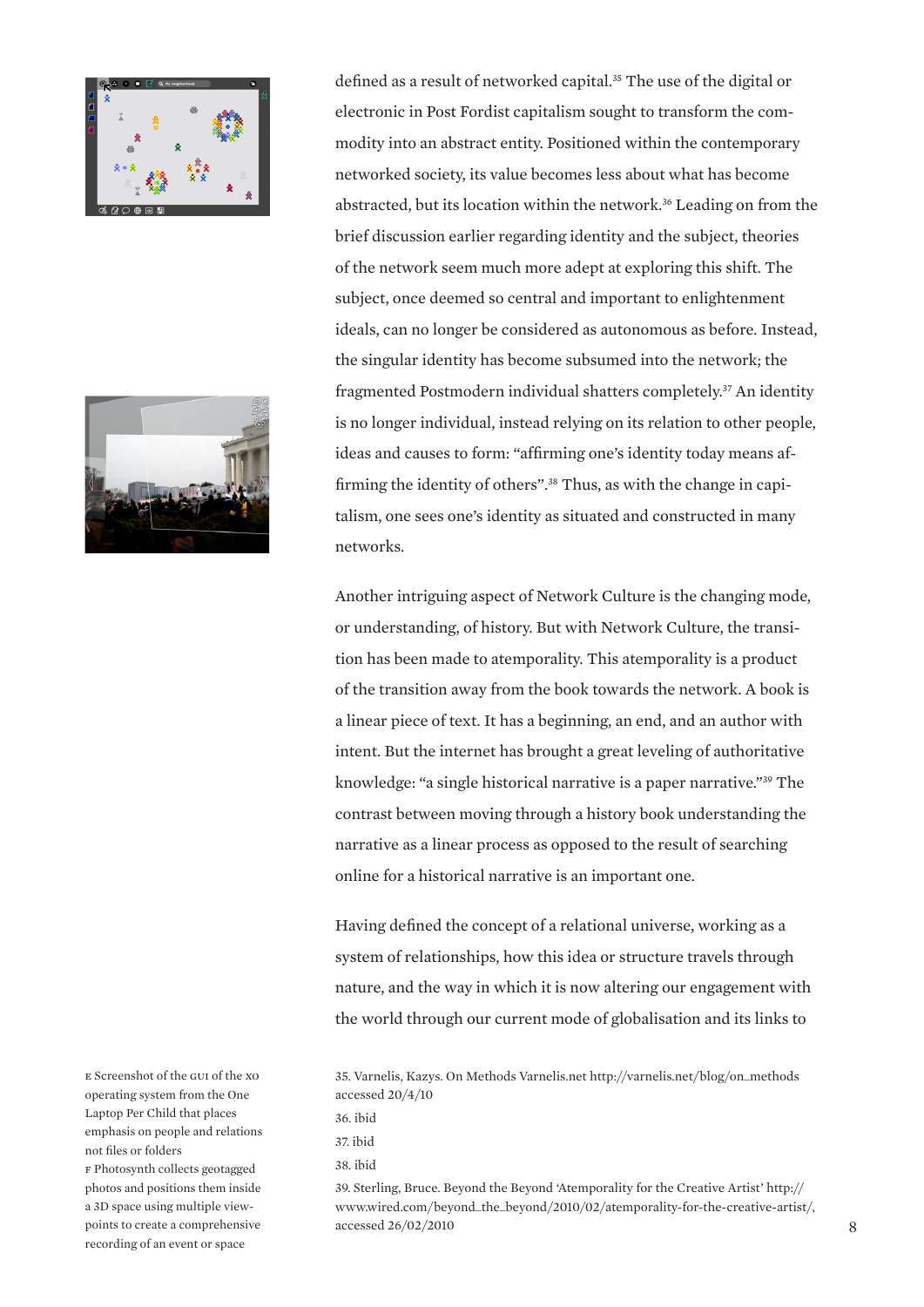defined as a result of networked capital.[35] The use of the digital or electronic in Post Fordist capitalism sought to transform the commodity into an abstract entity. Positioned within the contemporary networked society, its value becomes less about what has become abstracted, but its location within the network.[36] Leading on from the brief discussion earlier regarding identity and the subject, theories of the network seem much more adept at exploring this shift. The subject, once deemed so central and important to enlightenment ideals, can no longer be considered as autonomous as before. Instead, the singular identity has become subsumed into the network; the fragmented Postmodern individual shatters completely.[37] An identity is no longer individual, instead relying on its relation to other people, ideas and causes to form: "affirming one's identity today means affirming the identity of others".[38] Thus, as with the change in capitalism, one sees one's identity as situated and constructed in many networks.

Another intriguing aspect of Network Culture is the changing mode, or understanding, of history. But with Network Culture, the transition has been made to atemporality. This atemporality is a product of the transition away from the book towards the network. A book is a linear piece of text. It has a beginning, an end, and an author with intent. But the internet has brought a great leveling of authoritative knowledge: "a single historical narrative is a paper narrative."[39] The contrast between moving through a history book understanding the narrative as a linear process as opposed to the result of searching online for a historical narrative is an important one.

Having defined the concept of a relational universe, working as a system of relationships, how this idea or structure travels through nature, and the way in which it is now altering our engagement with the world through our current mode of globalisation and its links to

E Screenshot of the GUI of the XO operating system from the One Laptop Per Child that places emphasis on people and relations not files or folders

F Photosynth collects geotagged photos and positions them inside a 3D space using multiple viewpoints to create a comprehensive recording of an event or space

35. Varnelis, Kazys. On Methods Varnelis.net http://varnelis.net/blog/on_methods accessed 20/4/10

36. ibid

37. ibid

38. ibid

39. Sterling, Bruce. Beyond the Beyond 'Atemporality for the Creative Artist' http://www.wired.com/beyond_the_beyond/2010/02/atemporality-for-the-creative-artist/, accessed 26/02/2010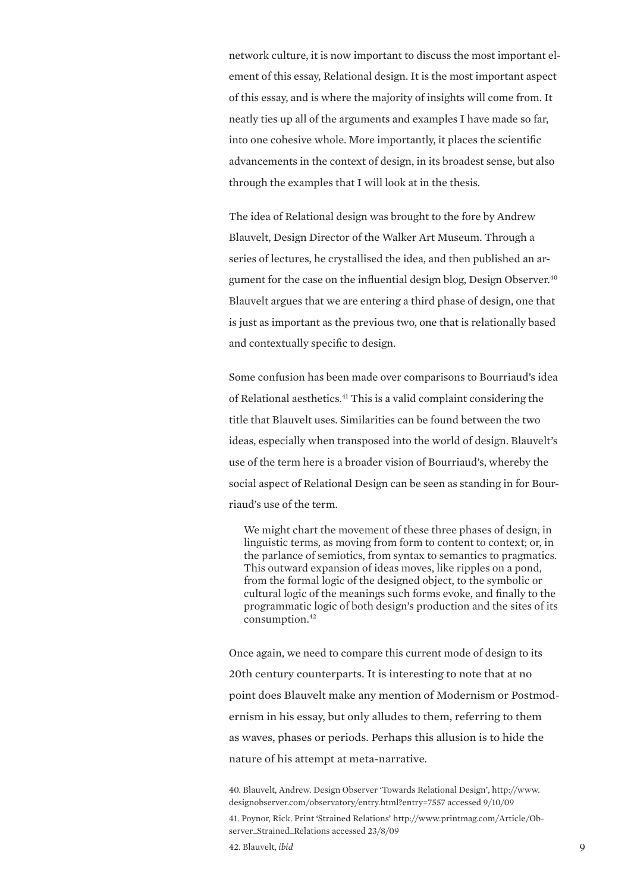network culture, it is now important to discuss the most important element of this essay, Relational design. It is the most important aspect of this essay, and is where the majority of insights will come from. It neatly ties up all of the arguments and examples I have made so far, into one cohesive whole. More importantly, it places the scientific advancements in the context of design, in its broadest sense, but also through the examples that I will look at in the thesis.

The idea of Relational design was brought to the fore by Andrew Blauvelt, Design Director of the Walker Art Museum. Through a series of lectures, he crystallised the idea, and then published an argument for the case on the influential design blog, Design Observer.[40] Blauvelt argues that we are entering a third phase of design, one that is just as important as the previous two, one that is relationally based and contextually specific to design.

Some confusion has been made over comparisons to Bourriaud's idea of Relational aesthetics.[41] This is a valid complaint considering the title that Blauvelt uses. Similarities can be found between the two ideas, especially when transposed into the world of design. Blauvelt's use of the term here is a broader vision of Bourriaud's, whereby the social aspect of Relational Design can be seen as standing in for Bourriaud's use of the term.

> We might chart the movement of these three phases of design, in linguistic terms, as moving from form to content to context; or, in the parlance of semiotics, from syntax to semantics to pragmatics. This outward expansion of ideas moves, like ripples on a pond, from the formal logic of the designed object, to the symbolic or cultural logic of the meanings such forms evoke, and finally to the programmatic logic of both design's production and the sites of its consumption.[42]

Once again, we need to compare this current mode of design to its 20th century counterparts. It is interesting to note that at no point does Blauvelt make any mention of Modernism or Postmodernism in his essay, but only alludes to them, referring to them as waves, phases or periods. Perhaps this allusion is to hide the nature of his attempt at meta-narrative.

40. Blauvelt, Andrew. Design Observer 'Towards Relational Design', http://www.designobserver.com/observatory/entry.html?entry=7557 accessed 9/10/09

41. Poynor, Rick. Print 'Strained Relations' http://www.printmag.com/Article/Observer_Strained_Relations accessed 23/8/09

42. Blauvelt, *ibid*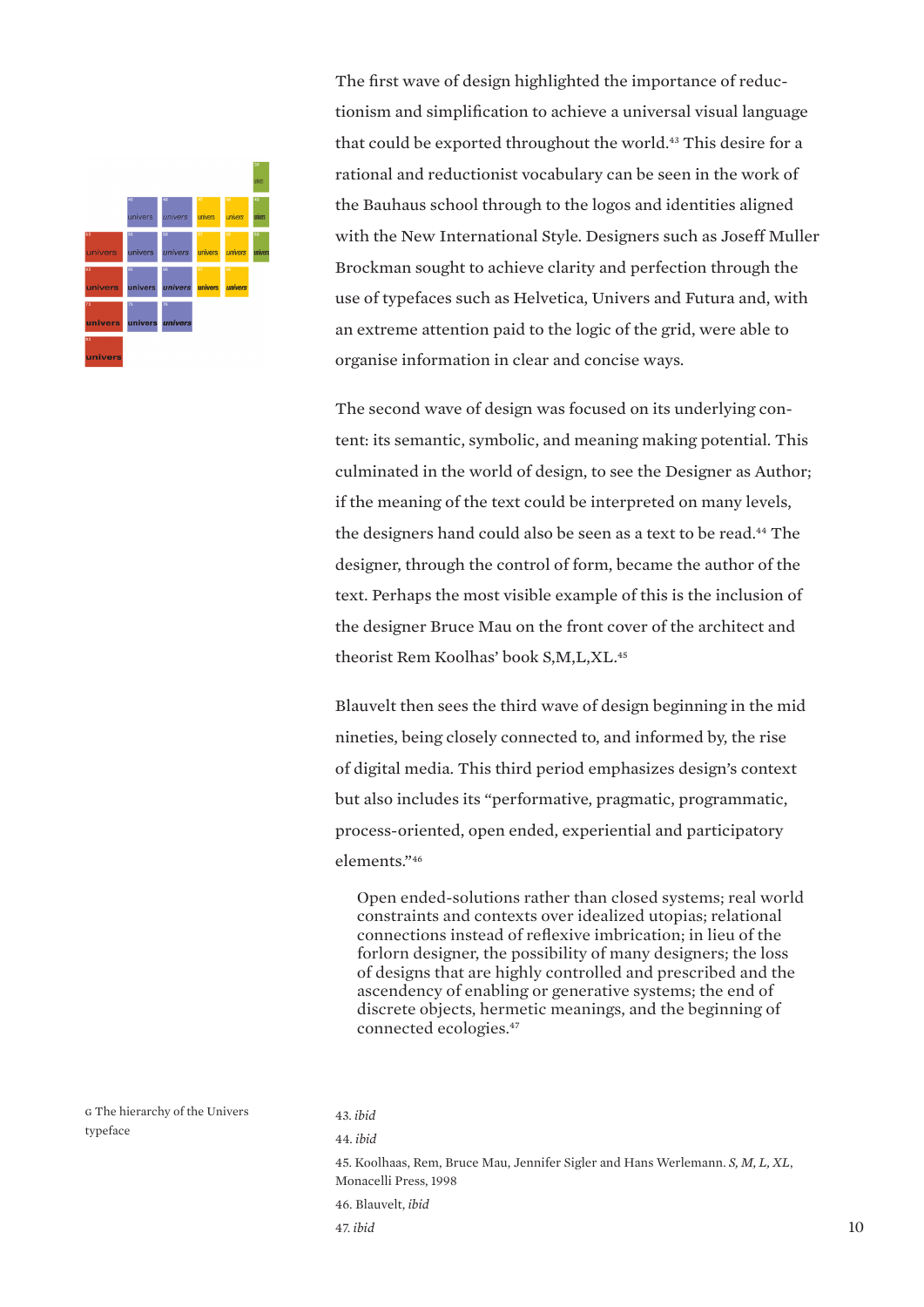The first wave of design highlighted the importance of reductionism and simplification to achieve a universal visual language that could be exported throughout the world.[43] This desire for a rational and reductionist vocabulary can be seen in the work of the Bauhaus school through to the logos and identities aligned with the New International Style. Designers such as Joseff Muller Brockman sought to achieve clarity and perfection through the use of typefaces such as Helvetica, Univers and Futura and, with an extreme attention paid to the logic of the grid, were able to organise information in clear and concise ways.

The second wave of design was focused on its underlying content: its semantic, symbolic, and meaning making potential. This culminated in the world of design, to see the Designer as Author; if the meaning of the text could be interpreted on many levels, the designers hand could also be seen as a text to be read.[44] The designer, through the control of form, became the author of the text. Perhaps the most visible example of this is the inclusion of the designer Bruce Mau on the front cover of the architect and theorist Rem Koolhas' book S,M,L,XL.[45]

Blauvelt then sees the third wave of design beginning in the mid nineties, being closely connected to, and informed by, the rise of digital media. This third period emphasizes design's context but also includes its "performative, pragmatic, programmatic, process-oriented, open ended, experiential and participatory elements."[46]

> Open ended-solutions rather than closed systems; real world constraints and contexts over idealized utopias; relational connections instead of reflexive imbrication; in lieu of the forlorn designer, the possibility of many designers; the loss of designs that are highly controlled and prescribed and the ascendency of enabling or generative systems; the end of discrete objects, hermetic meanings, and the beginning of connected ecologies.[47]

G The hierarchy of the Univers typeface

43. *ibid*

44. *ibid*

45. Koolhaas, Rem, Bruce Mau, Jennifer Sigler and Hans Werlemann. *S, M, L, XL*, Monacelli Press, 1998

46. Blauvelt, *ibid*

47. *ibid*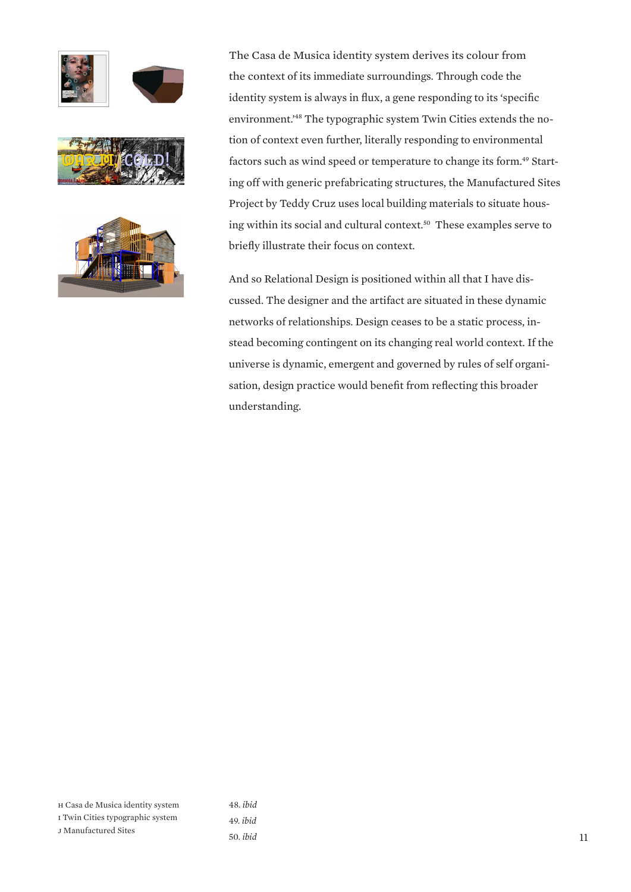The Casa de Musica identity system derives its colour from the context of its immediate surroundings. Through code the identity system is always in flux, a gene responding to its 'specific environment.'[48] The typographic system Twin Cities extends the notion of context even further, literally responding to environmental factors such as wind speed or temperature to change its form.[49] Starting off with generic prefabricating structures, the Manufactured Sites Project by Teddy Cruz uses local building materials to situate housing within its social and cultural context.[50] These examples serve to briefly illustrate their focus on context.

And so Relational Design is positioned within all that I have discussed. The designer and the artifact are situated in these dynamic networks of relationships. Design ceases to be a static process, instead becoming contingent on its changing real world context. If the universe is dynamic, emergent and governed by rules of self organisation, design practice would benefit from reflecting this broader understanding.

H Casa de Musica identity system
I Twin Cities typographic system
J Manufactured Sites

48. *ibid*
49. *ibid*
50. *ibid*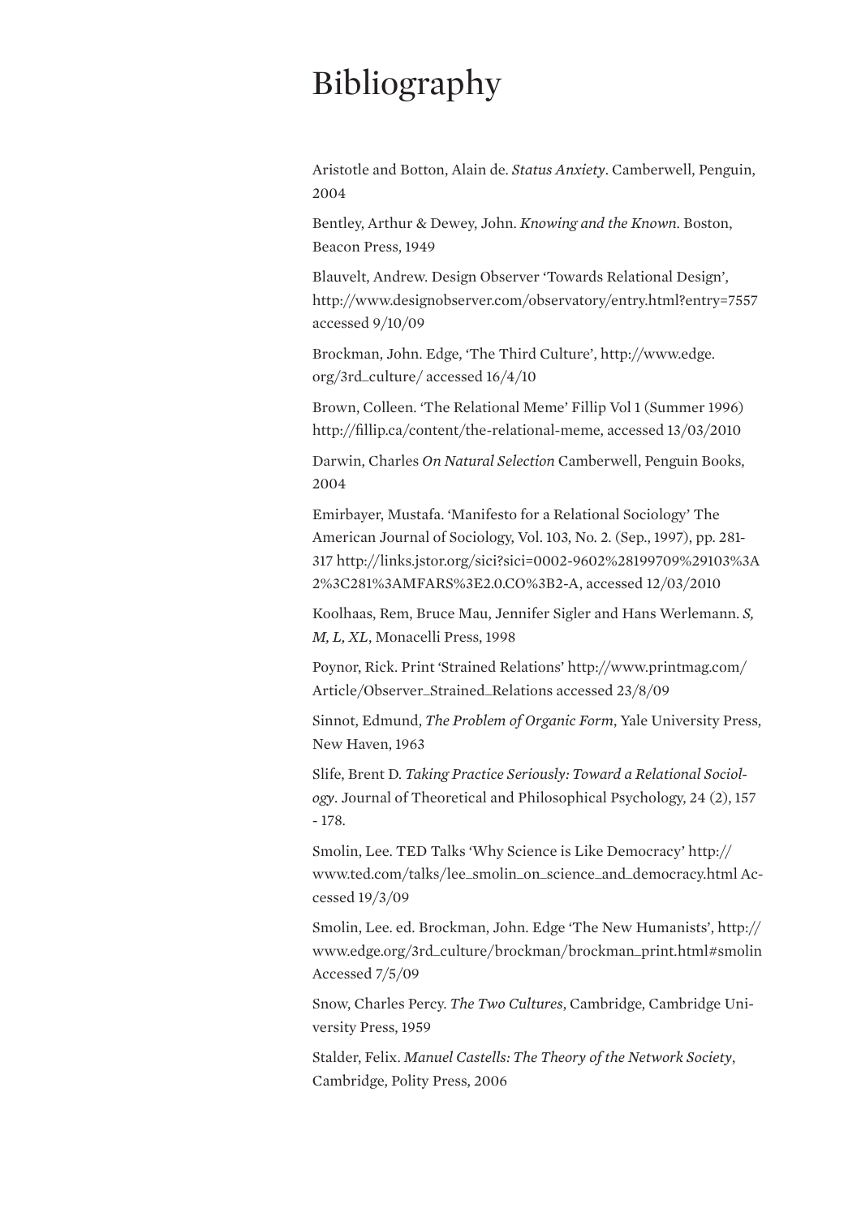# Bibliography

Aristotle and Botton, Alain de. *Status Anxiety*. Camberwell, Penguin, 2004

Bentley, Arthur & Dewey, John. *Knowing and the Known*. Boston, Beacon Press, 1949

Blauvelt, Andrew. Design Observer 'Towards Relational Design', http://www.designobserver.com/observatory/entry.html?entry=7557 accessed 9/10/09

Brockman, John. Edge, 'The Third Culture', http://www.edge.org/3rd_culture/ accessed 16/4/10

Brown, Colleen. 'The Relational Meme' Fillip Vol 1 (Summer 1996) http://fillip.ca/content/the-relational-meme, accessed 13/03/2010

Darwin, Charles *On Natural Selection* Camberwell, Penguin Books, 2004

Emirbayer, Mustafa. 'Manifesto for a Relational Sociology' The American Journal of Sociology, Vol. 103, No. 2. (Sep., 1997), pp. 281-317 http://links.jstor.org/sici?sici=0002-9602%28199709%29103%3A2%3C281%3AMFARS%3E2.0.CO%3B2-A, accessed 12/03/2010

Koolhaas, Rem, Bruce Mau, Jennifer Sigler and Hans Werlemann. *S, M, L, XL*, Monacelli Press, 1998

Poynor, Rick. Print 'Strained Relations' http://www.printmag.com/Article/Observer_Strained_Relations accessed 23/8/09

Sinnot, Edmund, *The Problem of Organic Form*, Yale University Press, New Haven, 1963

Slife, Brent D. *Taking Practice Seriously: Toward a Relational Sociology*. Journal of Theoretical and Philosophical Psychology, 24 (2), 157 - 178.

Smolin, Lee. TED Talks 'Why Science is Like Democracy' http://www.ted.com/talks/lee_smolin_on_science_and_democracy.html Accessed 19/3/09

Smolin, Lee. ed. Brockman, John. Edge 'The New Humanists', http://www.edge.org/3rd_culture/brockman/brockman_print.html#smolin Accessed 7/5/09

Snow, Charles Percy. *The Two Cultures*, Cambridge, Cambridge University Press, 1959

Stalder, Felix. *Manuel Castells: The Theory of the Network Society*, Cambridge, Polity Press, 2006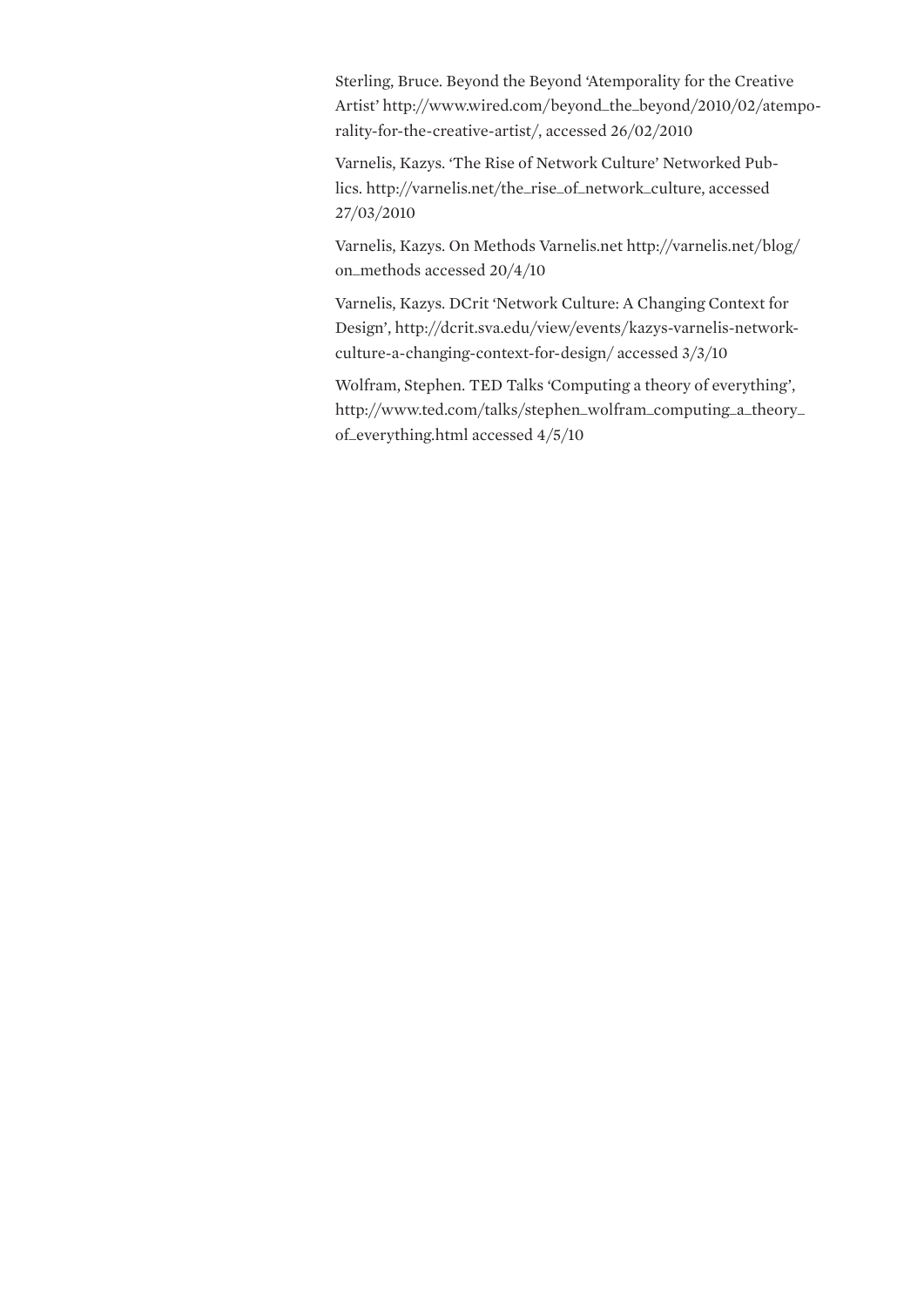Sterling, Bruce. Beyond the Beyond 'Atemporality for the Creative Artist' http://www.wired.com/beyond_the_beyond/2010/02/atemporality-for-the-creative-artist/, accessed 26/02/2010

Varnelis, Kazys. 'The Rise of Network Culture' Networked Publics. http://varnelis.net/the_rise_of_network_culture, accessed 27/03/2010

Varnelis, Kazys. On Methods Varnelis.net http://varnelis.net/blog/on_methods accessed 20/4/10

Varnelis, Kazys. DCrit 'Network Culture: A Changing Context for Design', http://dcrit.sva.edu/view/events/kazys-varnelis-network-culture-a-changing-context-for-design/ accessed 3/3/10

Wolfram, Stephen. TED Talks 'Computing a theory of everything', http://www.ted.com/talks/stephen_wolfram_computing_a_theory_of_everything.html accessed 4/5/10